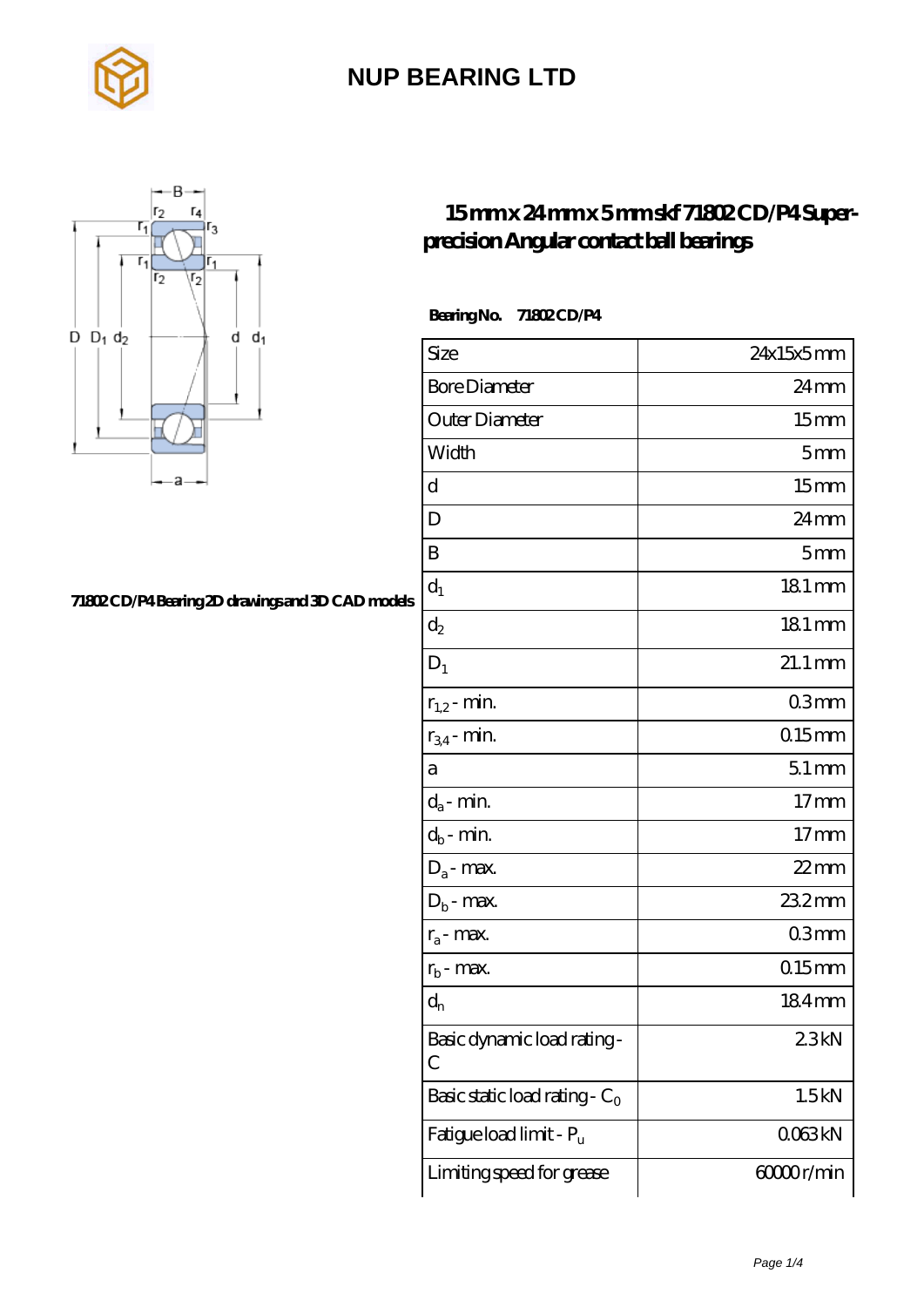# NUP BEARING LTD

## 15 mm x 24 mm x 5 mm skf 71802 CD/P4 Super-precision Angular contact ball bearings

71802 CD/P4 Bearing 2D drawings and 3D CAD models

**Bearing No.** 71802 CD/P4

| | |
|---|---|
| Size | 24x15x5 mm |
| Bore Diameter | 24 mm |
| Outer Diameter | 15 mm |
| Width | 5 mm |
| d | 15 mm |
| D | 24 mm |
| B | 5 mm |
| $d_1$ | 18.1 mm |
| $d_2$ | 18.1 mm |
| $D_1$ | 21.1 mm |
| $r_{1,2}$ - min. | 0.3 mm |
| $r_{3,4}$ - min. | 0.15 mm |
| a | 5.1 mm |
| $d_a$ - min. | 17 mm |
| $d_b$ - min. | 17 mm |
| $D_a$ - max. | 22 mm |
| $D_b$ - max. | 23.2 mm |
| $r_a$ - max. | 0.3 mm |
| $r_b$ - max. | 0.15 mm |
| $d_n$ | 18.4 mm |
| Basic dynamic load rating - C | 2.3 kN |
| Basic static load rating - $C_0$ | 1.5 kN |
| Fatigue load limit - $P_u$ | 0.063 kN |
| Limiting speed for grease | 60000 r/min |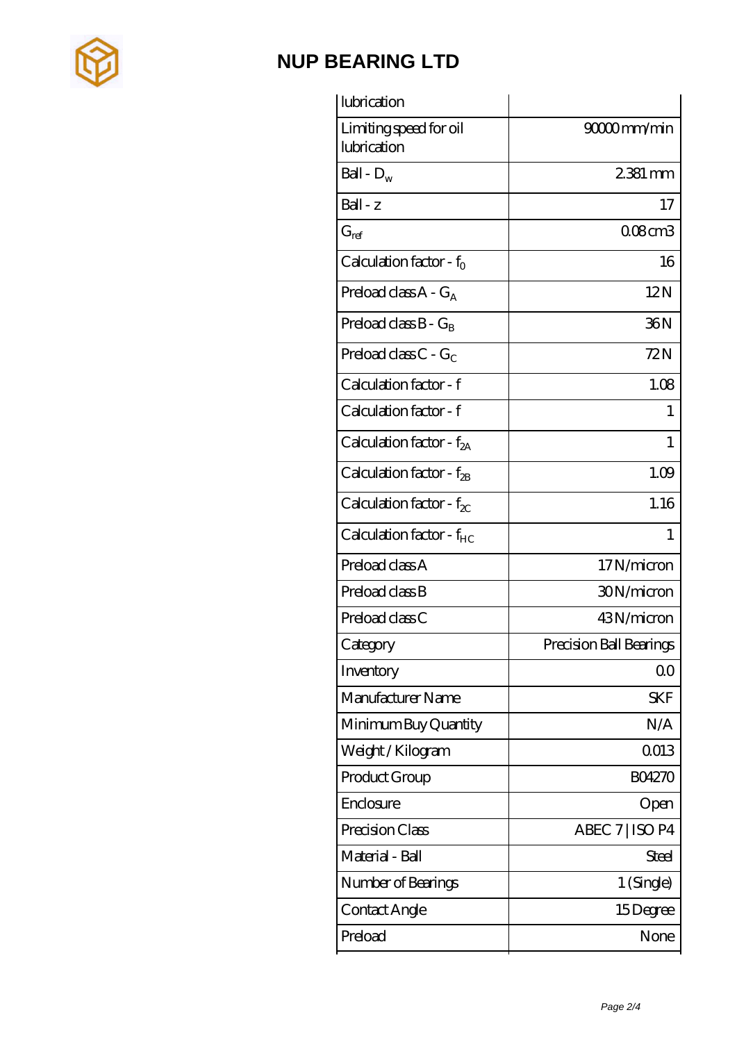# NUP BEARING LTD

| lubrication | |
|---|---|
| Limiting speed for oil lubrication | 90000 mm/min |
| Ball - $D_w$ | 2.381 mm |
| Ball - z | 17 |
| $G_{ref}$ | 0.08 cm3 |
| Calculation factor - $f_0$ | 16 |
| Preload class A - $G_A$ | 12 N |
| Preload class B - $G_B$ | 36 N |
| Preload class C - $G_C$ | 72 N |
| Calculation factor - f | 1.08 |
| Calculation factor - f | 1 |
| Calculation factor - $f_{2A}$ | 1 |
| Calculation factor - $f_{2B}$ | 1.09 |
| Calculation factor - $f_{2C}$ | 1.16 |
| Calculation factor - $f_{HC}$ | 1 |
| Preload class A | 17 N/micron |
| Preload class B | 30 N/micron |
| Preload class C | 43 N/micron |
| Category | Precision Ball Bearings |
| Inventory | 0.0 |
| Manufacturer Name | SKF |
| Minimum Buy Quantity | N/A |
| Weight / Kilogram | 0.013 |
| Product Group | B04270 |
| Enclosure | Open |
| Precision Class | ABEC 7 \| ISO P4 |
| Material - Ball | Steel |
| Number of Bearings | 1 (Single) |
| Contact Angle | 15 Degree |
| Preload | None |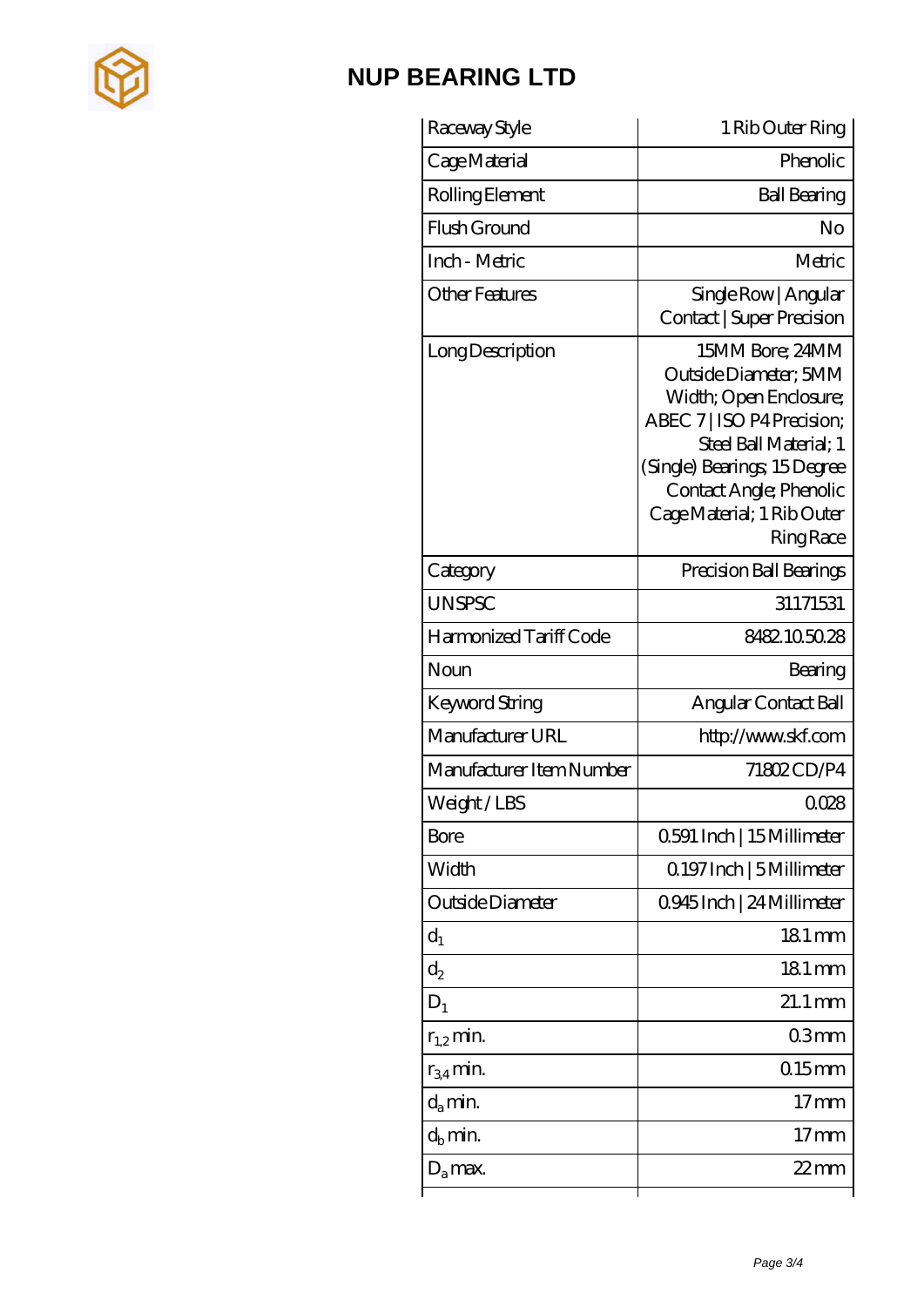| Raceway Style | 1 Rib Outer Ring |
|---|---|
| Cage Material | Phenolic |
| Rolling Element | Ball Bearing |
| Flush Ground | No |
| Inch - Metric | Metric |
| Other Features | Single Row \| Angular Contact \| Super Precision |
| Long Description | 15MM Bore; 24MM Outside Diameter; 5MM Width; Open Enclosure; ABEC 7 \| ISO P4 Precision; Steel Ball Material; 1 (Single) Bearings; 15 Degree Contact Angle; Phenolic Cage Material; 1 Rib Outer Ring Race |
| Category | Precision Ball Bearings |
| UNSPSC | 31171531 |
| Harmonized Tariff Code | 8482.10.50.28 |
| Noun | Bearing |
| Keyword String | Angular Contact Ball |
| Manufacturer URL | http://www.skf.com |
| Manufacturer Item Number | 71802 CD/P4 |
| Weight / LBS | 0.028 |
| Bore | 0.591 Inch \| 15 Millimeter |
| Width | 0.197 Inch \| 5 Millimeter |
| Outside Diameter | 0.945 Inch \| 24 Millimeter |
| $d_1$ | 18.1 mm |
| $d_2$ | 18.1 mm |
| $D_1$ | 21.1 mm |
| $r_{1,2}$ min. | 0.3 mm |
| $r_{3,4}$ min. | 0.15 mm |
| $d_a$ min. | 17 mm |
| $d_b$ min. | 17 mm |
| $D_a$ max. | 22 mm |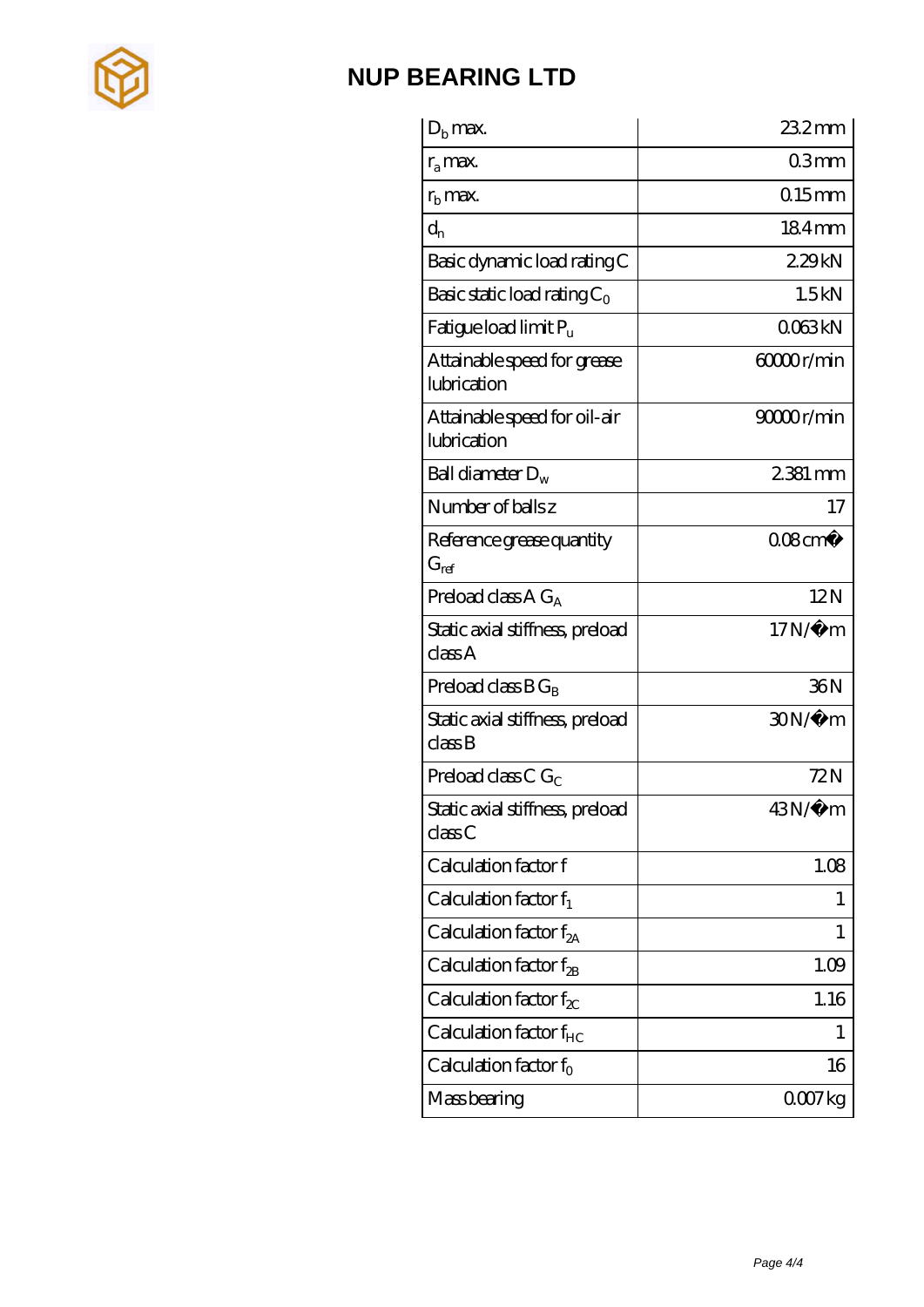# NUP BEARING LTD

| | |
|---|---|
| $D_b$ max. | 23.2 mm |
| $r_a$ max. | 0.3 mm |
| $r_b$ max. | 0.15 mm |
| $d_n$ | 18.4 mm |
| Basic dynamic load rating C | 2.29 kN |
| Basic static load rating $C_0$ | 1.5 kN |
| Fatigue load limit $P_u$ | 0.063 kN |
| Attainable speed for grease lubrication | 60000 r/min |
| Attainable speed for oil-air lubrication | 90000 r/min |
| Ball diameter $D_w$ | 2.381 mm |
| Number of balls z | 17 |
| Reference grease quantity $G_{ref}$ | 0.08 cm� |
| Preload class A $G_A$ | 12 N |
| Static axial stiffness, preload class A | 17 N/�m |
| Preload class B $G_B$ | 36 N |
| Static axial stiffness, preload class B | 30 N/�m |
| Preload class C $G_C$ | 72 N |
| Static axial stiffness, preload class C | 43 N/�m |
| Calculation factor f | 1.08 |
| Calculation factor $f_1$ | 1 |
| Calculation factor $f_{2A}$ | 1 |
| Calculation factor $f_{2B}$ | 1.09 |
| Calculation factor $f_{2C}$ | 1.16 |
| Calculation factor $f_{HC}$ | 1 |
| Calculation factor $f_0$ | 16 |
| Mass bearing | 0.007 kg |